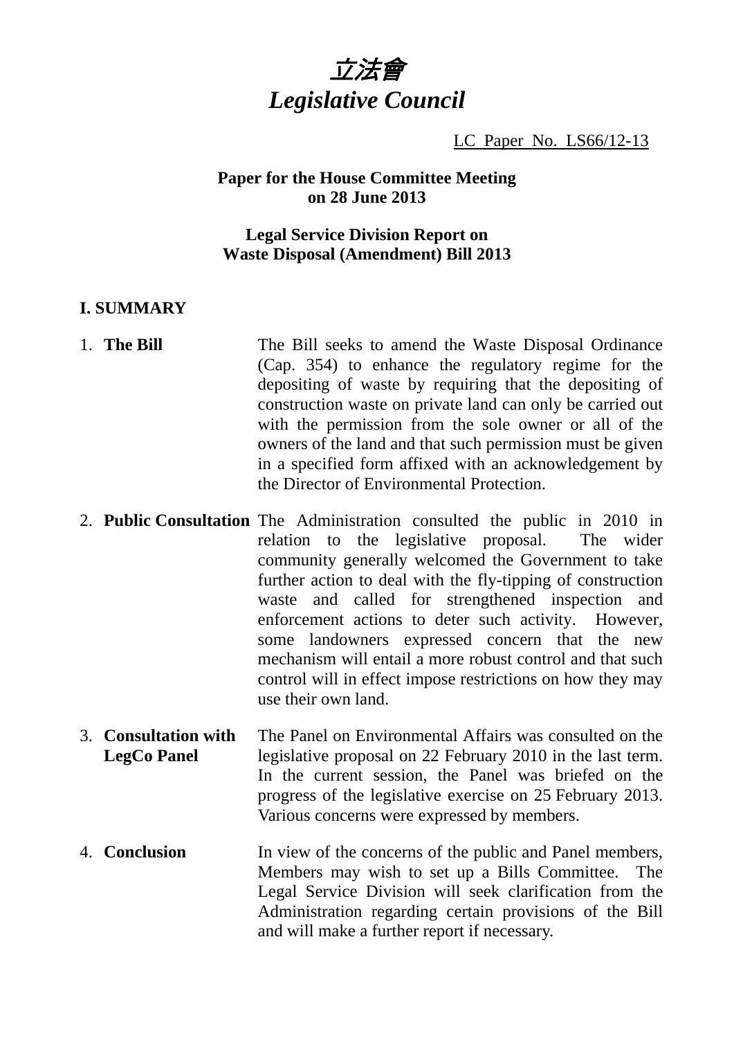# *立法會*
# *Legislative Council*

LC Paper No. LS66/12-13

**Paper for the House Committee Meeting on 28 June 2013**

**Legal Service Division Report on Waste Disposal (Amendment) Bill 2013**

## I. SUMMARY

1. **The Bill** The Bill seeks to amend the Waste Disposal Ordinance (Cap. 354) to enhance the regulatory regime for the depositing of waste by requiring that the depositing of construction waste on private land can only be carried out with the permission from the sole owner or all of the owners of the land and that such permission must be given in a specified form affixed with an acknowledgement by the Director of Environmental Protection.

2. **Public Consultation** The Administration consulted the public in 2010 in relation to the legislative proposal. The wider community generally welcomed the Government to take further action to deal with the fly-tipping of construction waste and called for strengthened inspection and enforcement actions to deter such activity. However, some landowners expressed concern that the new mechanism will entail a more robust control and that such control will in effect impose restrictions on how they may use their own land.

3. **Consultation with LegCo Panel** The Panel on Environmental Affairs was consulted on the legislative proposal on 22 February 2010 in the last term. In the current session, the Panel was briefed on the progress of the legislative exercise on 25 February 2013. Various concerns were expressed by members.

4. **Conclusion** In view of the concerns of the public and Panel members, Members may wish to set up a Bills Committee. The Legal Service Division will seek clarification from the Administration regarding certain provisions of the Bill and will make a further report if necessary.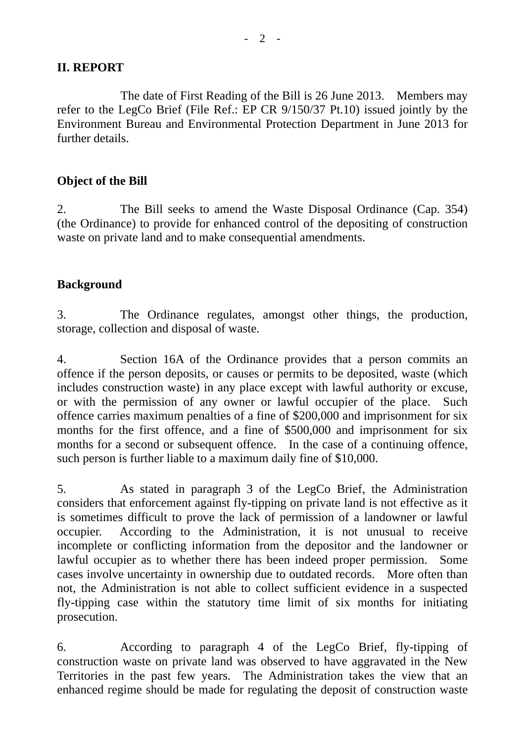## II. REPORT

The date of First Reading of the Bill is 26 June 2013. Members may refer to the LegCo Brief (File Ref.: EP CR 9/150/37 Pt.10) issued jointly by the Environment Bureau and Environmental Protection Department in June 2013 for further details.

### Object of the Bill

2. The Bill seeks to amend the Waste Disposal Ordinance (Cap. 354) (the Ordinance) to provide for enhanced control of the depositing of construction waste on private land and to make consequential amendments.

### Background

3. The Ordinance regulates, amongst other things, the production, storage, collection and disposal of waste.

4. Section 16A of the Ordinance provides that a person commits an offence if the person deposits, or causes or permits to be deposited, waste (which includes construction waste) in any place except with lawful authority or excuse, or with the permission of any owner or lawful occupier of the place. Such offence carries maximum penalties of a fine of $200,000 and imprisonment for six months for the first offence, and a fine of $500,000 and imprisonment for six months for a second or subsequent offence. In the case of a continuing offence, such person is further liable to a maximum daily fine of $10,000.

5. As stated in paragraph 3 of the LegCo Brief, the Administration considers that enforcement against fly-tipping on private land is not effective as it is sometimes difficult to prove the lack of permission of a landowner or lawful occupier. According to the Administration, it is not unusual to receive incomplete or conflicting information from the depositor and the landowner or lawful occupier as to whether there has been indeed proper permission. Some cases involve uncertainty in ownership due to outdated records. More often than not, the Administration is not able to collect sufficient evidence in a suspected fly-tipping case within the statutory time limit of six months for initiating prosecution.

6. According to paragraph 4 of the LegCo Brief, fly-tipping of construction waste on private land was observed to have aggravated in the New Territories in the past few years. The Administration takes the view that an enhanced regime should be made for regulating the deposit of construction waste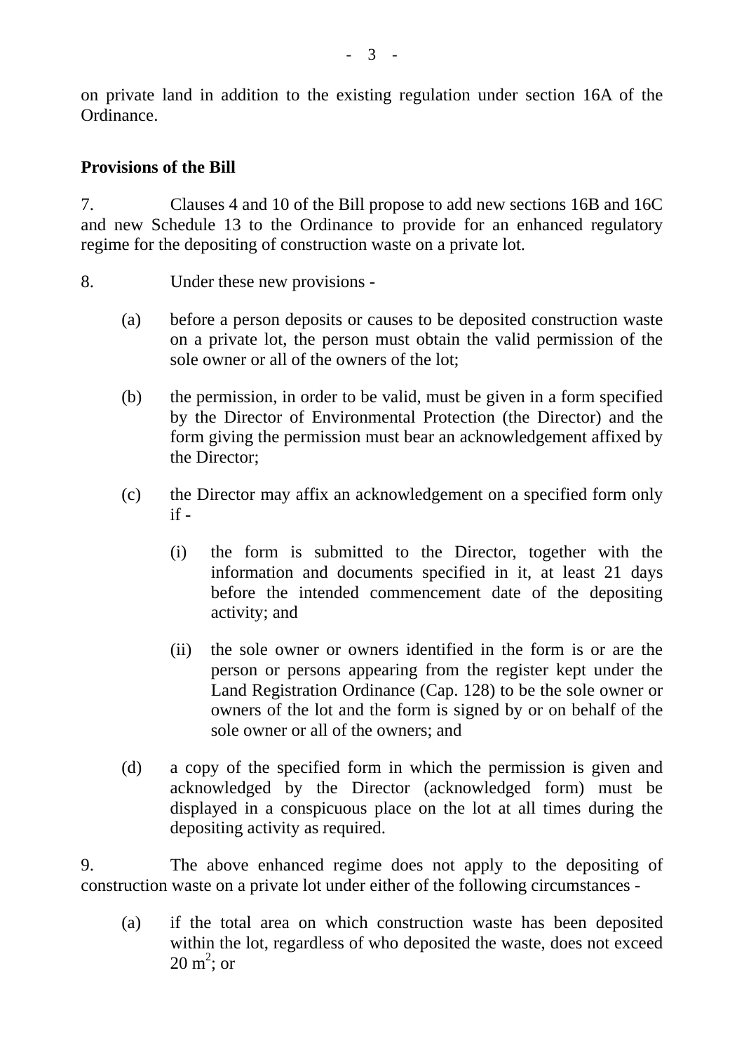on private land in addition to the existing regulation under section 16A of the Ordinance.

**Provisions of the Bill**

7. Clauses 4 and 10 of the Bill propose to add new sections 16B and 16C and new Schedule 13 to the Ordinance to provide for an enhanced regulatory regime for the depositing of construction waste on a private lot.

8. Under these new provisions -

(a) before a person deposits or causes to be deposited construction waste on a private lot, the person must obtain the valid permission of the sole owner or all of the owners of the lot;

(b) the permission, in order to be valid, must be given in a form specified by the Director of Environmental Protection (the Director) and the form giving the permission must bear an acknowledgement affixed by the Director;

(c) the Director may affix an acknowledgement on a specified form only if -

   (i) the form is submitted to the Director, together with the information and documents specified in it, at least 21 days before the intended commencement date of the depositing activity; and

   (ii) the sole owner or owners identified in the form is or are the person or persons appearing from the register kept under the Land Registration Ordinance (Cap. 128) to be the sole owner or owners of the lot and the form is signed by or on behalf of the sole owner or all of the owners; and

(d) a copy of the specified form in which the permission is given and acknowledged by the Director (acknowledged form) must be displayed in a conspicuous place on the lot at all times during the depositing activity as required.

9. The above enhanced regime does not apply to the depositing of construction waste on a private lot under either of the following circumstances -

(a) if the total area on which construction waste has been deposited within the lot, regardless of who deposited the waste, does not exceed 20 $m^2$; or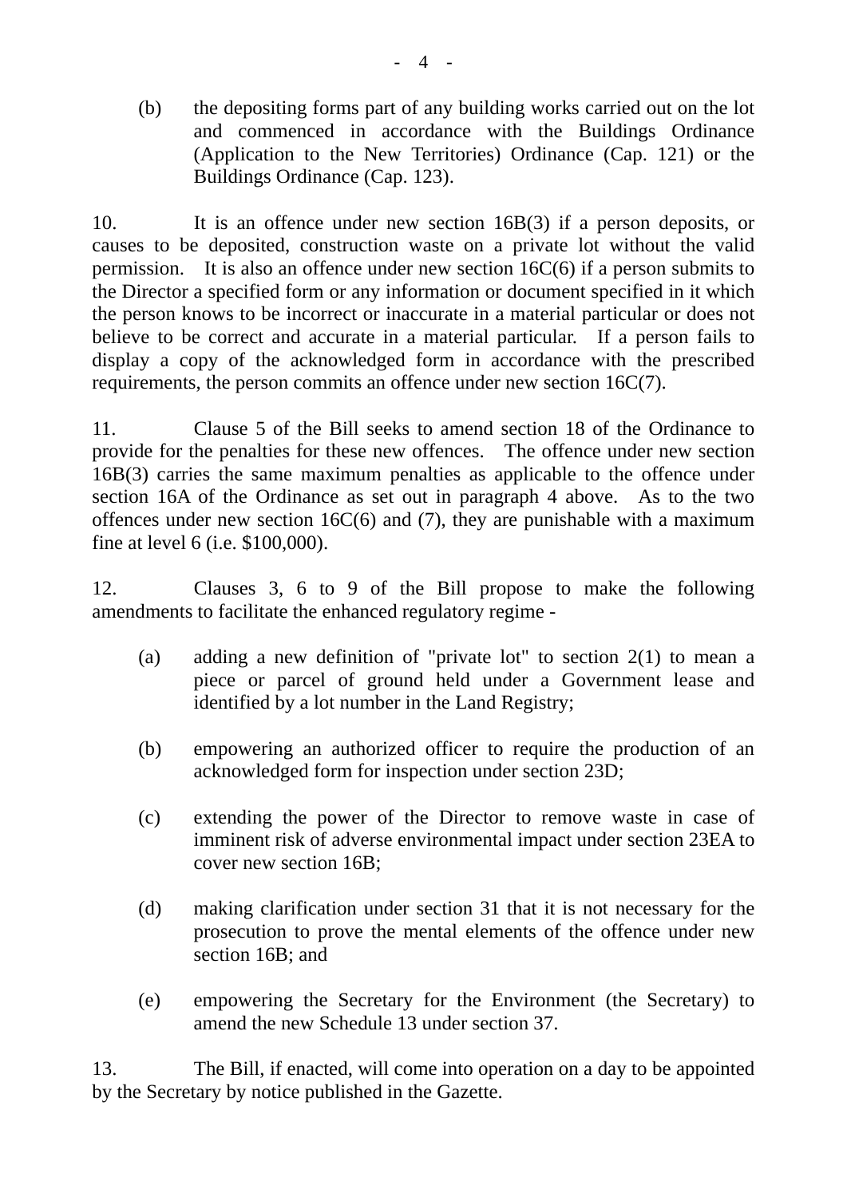(b) the depositing forms part of any building works carried out on the lot and commenced in accordance with the Buildings Ordinance (Application to the New Territories) Ordinance (Cap. 121) or the Buildings Ordinance (Cap. 123).

10. It is an offence under new section 16B(3) if a person deposits, or causes to be deposited, construction waste on a private lot without the valid permission. It is also an offence under new section 16C(6) if a person submits to the Director a specified form or any information or document specified in it which the person knows to be incorrect or inaccurate in a material particular or does not believe to be correct and accurate in a material particular. If a person fails to display a copy of the acknowledged form in accordance with the prescribed requirements, the person commits an offence under new section 16C(7).

11. Clause 5 of the Bill seeks to amend section 18 of the Ordinance to provide for the penalties for these new offences. The offence under new section 16B(3) carries the same maximum penalties as applicable to the offence under section 16A of the Ordinance as set out in paragraph 4 above. As to the two offences under new section 16C(6) and (7), they are punishable with a maximum fine at level 6 (i.e. $100,000).

12. Clauses 3, 6 to 9 of the Bill propose to make the following amendments to facilitate the enhanced regulatory regime -

(a) adding a new definition of "private lot" to section 2(1) to mean a piece or parcel of ground held under a Government lease and identified by a lot number in the Land Registry;

(b) empowering an authorized officer to require the production of an acknowledged form for inspection under section 23D;

(c) extending the power of the Director to remove waste in case of imminent risk of adverse environmental impact under section 23EA to cover new section 16B;

(d) making clarification under section 31 that it is not necessary for the prosecution to prove the mental elements of the offence under new section 16B; and

(e) empowering the Secretary for the Environment (the Secretary) to amend the new Schedule 13 under section 37.

13. The Bill, if enacted, will come into operation on a day to be appointed by the Secretary by notice published in the Gazette.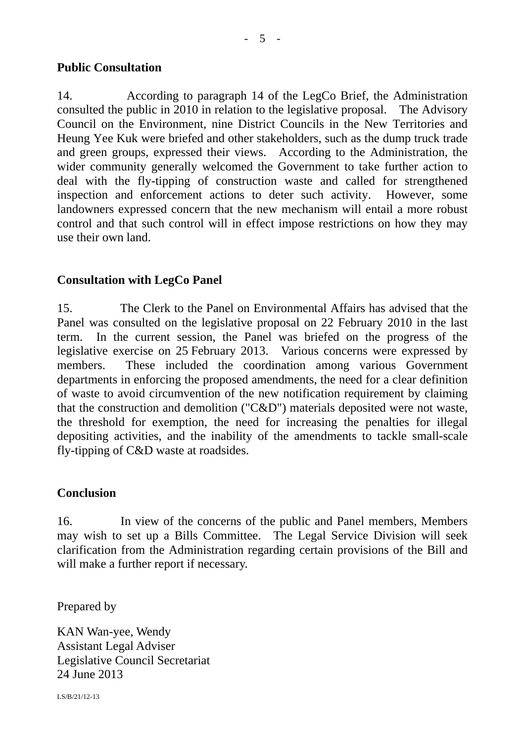**Public Consultation**

14. According to paragraph 14 of the LegCo Brief, the Administration consulted the public in 2010 in relation to the legislative proposal. The Advisory Council on the Environment, nine District Councils in the New Territories and Heung Yee Kuk were briefed and other stakeholders, such as the dump truck trade and green groups, expressed their views. According to the Administration, the wider community generally welcomed the Government to take further action to deal with the fly-tipping of construction waste and called for strengthened inspection and enforcement actions to deter such activity. However, some landowners expressed concern that the new mechanism will entail a more robust control and that such control will in effect impose restrictions on how they may use their own land.

**Consultation with LegCo Panel**

15. The Clerk to the Panel on Environmental Affairs has advised that the Panel was consulted on the legislative proposal on 22 February 2010 in the last term. In the current session, the Panel was briefed on the progress of the legislative exercise on 25 February 2013. Various concerns were expressed by members. These included the coordination among various Government departments in enforcing the proposed amendments, the need for a clear definition of waste to avoid circumvention of the new notification requirement by claiming that the construction and demolition ("C&D") materials deposited were not waste, the threshold for exemption, the need for increasing the penalties for illegal depositing activities, and the inability of the amendments to tackle small-scale fly-tipping of C&D waste at roadsides.

**Conclusion**

16. In view of the concerns of the public and Panel members, Members may wish to set up a Bills Committee. The Legal Service Division will seek clarification from the Administration regarding certain provisions of the Bill and will make a further report if necessary.

Prepared by

KAN Wan-yee, Wendy
Assistant Legal Adviser
Legislative Council Secretariat
24 June 2013

LS/B/21/12-13